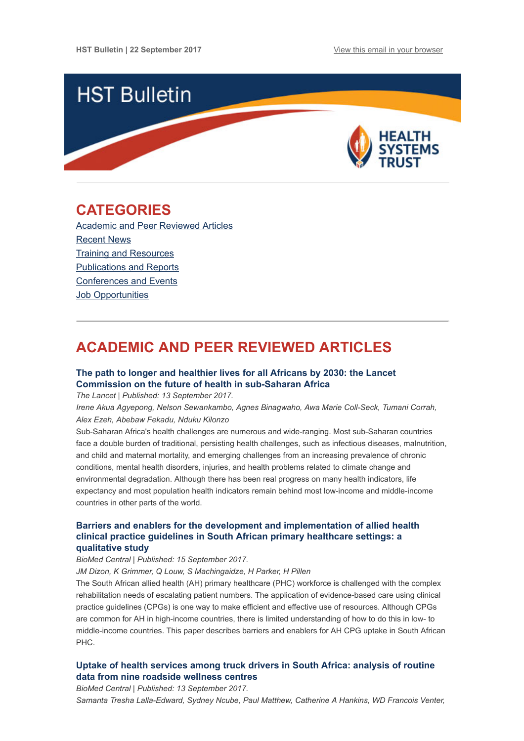HST Bulletin | 22 September 2017

View this email in your browser

# HST Bulletin

HEALTH SYSTEMS TRUST

## CATEGORIES

Academic and Peer Reviewed Articles
Recent News
Training and Resources
Publications and Reports
Conferences and Events
Job Opportunities

## ACADEMIC AND PEER REVIEWED ARTICLES

### The path to longer and healthier lives for all Africans by 2030: the Lancet Commission on the future of health in sub-Saharan Africa

*The Lancet | Published: 13 September 2017.*
*Irene Akua Agyepong, Nelson Sewankambo, Agnes Binagwaho, Awa Marie Coll-Seck, Tumani Corrah, Alex Ezeh, Abebaw Fekadu, Nduku Kilonzo*

Sub-Saharan Africa's health challenges are numerous and wide-ranging. Most sub-Saharan countries face a double burden of traditional, persisting health challenges, such as infectious diseases, malnutrition, and child and maternal mortality, and emerging challenges from an increasing prevalence of chronic conditions, mental health disorders, injuries, and health problems related to climate change and environmental degradation. Although there has been real progress on many health indicators, life expectancy and most population health indicators remain behind most low-income and middle-income countries in other parts of the world.

### Barriers and enablers for the development and implementation of allied health clinical practice guidelines in South African primary healthcare settings: a qualitative study

*BioMed Central | Published: 15 September 2017.*
*JM Dizon, K Grimmer, Q Louw, S Machingaidze, H Parker, H Pillen*

The South African allied health (AH) primary healthcare (PHC) workforce is challenged with the complex rehabilitation needs of escalating patient numbers. The application of evidence-based care using clinical practice guidelines (CPGs) is one way to make efficient and effective use of resources. Although CPGs are common for AH in high-income countries, there is limited understanding of how to do this in low- to middle-income countries. This paper describes barriers and enablers for AH CPG uptake in South African PHC.

### Uptake of health services among truck drivers in South Africa: analysis of routine data from nine roadside wellness centres

*BioMed Central | Published: 13 September 2017.*
*Samanta Tresha Lalla-Edward, Sydney Ncube, Paul Matthew, Catherine A Hankins, WD Francois Venter,*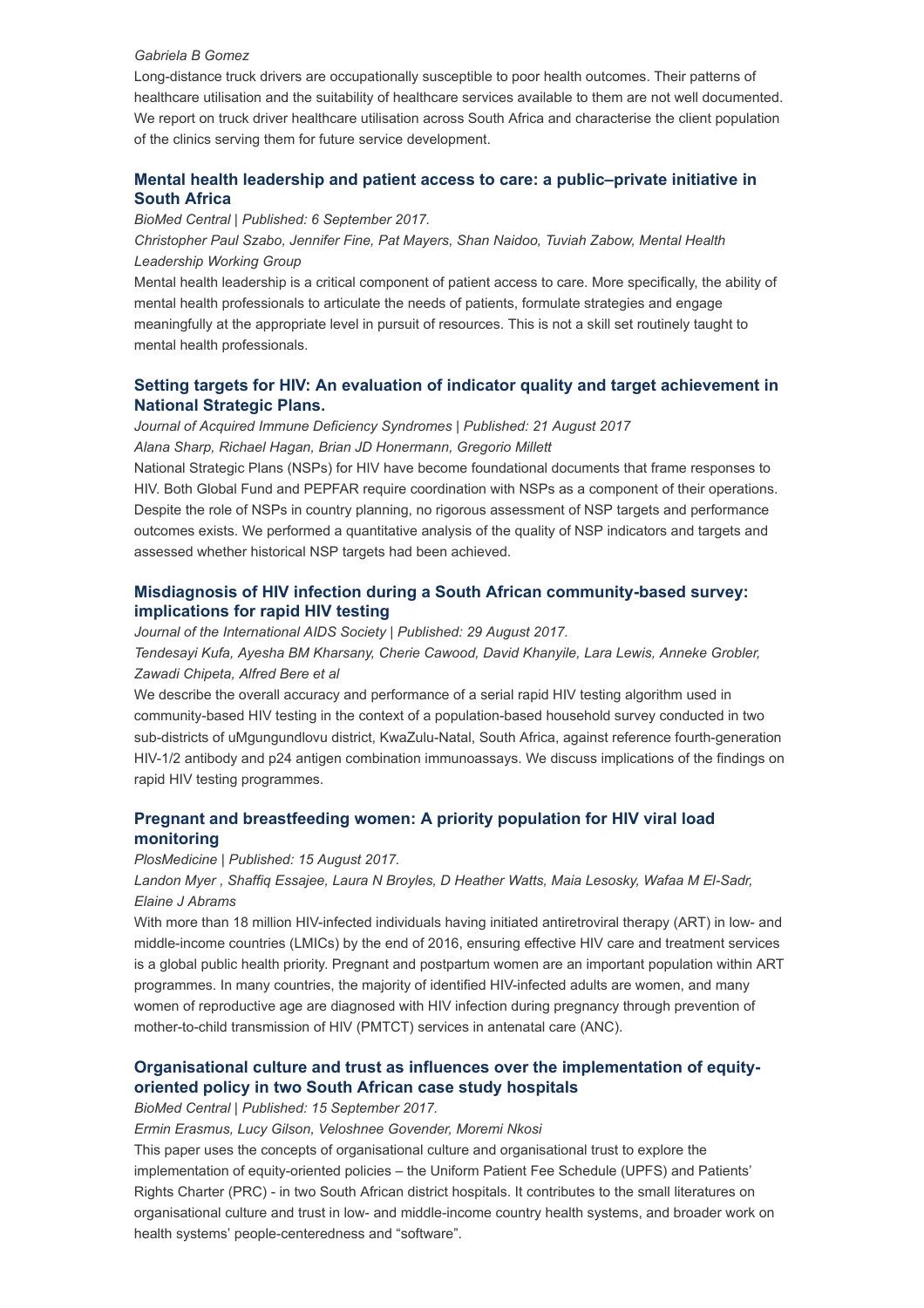*Gabriela B Gomez*

Long-distance truck drivers are occupationally susceptible to poor health outcomes. Their patterns of healthcare utilisation and the suitability of healthcare services available to them are not well documented. We report on truck driver healthcare utilisation across South Africa and characterise the client population of the clinics serving them for future service development.

### Mental health leadership and patient access to care: a public–private initiative in South Africa

*BioMed Central | Published: 6 September 2017.*

*Christopher Paul Szabo, Jennifer Fine, Pat Mayers, Shan Naidoo, Tuviah Zabow, Mental Health Leadership Working Group*

Mental health leadership is a critical component of patient access to care. More specifically, the ability of mental health professionals to articulate the needs of patients, formulate strategies and engage meaningfully at the appropriate level in pursuit of resources. This is not a skill set routinely taught to mental health professionals.

### Setting targets for HIV: An evaluation of indicator quality and target achievement in National Strategic Plans.

*Journal of Acquired Immune Deficiency Syndromes | Published: 21 August 2017*

*Alana Sharp, Richael Hagan, Brian JD Honermann, Gregorio Millett*

National Strategic Plans (NSPs) for HIV have become foundational documents that frame responses to HIV. Both Global Fund and PEPFAR require coordination with NSPs as a component of their operations. Despite the role of NSPs in country planning, no rigorous assessment of NSP targets and performance outcomes exists. We performed a quantitative analysis of the quality of NSP indicators and targets and assessed whether historical NSP targets had been achieved.

### Misdiagnosis of HIV infection during a South African community-based survey: implications for rapid HIV testing

*Journal of the International AIDS Society | Published: 29 August 2017.*

*Tendesayi Kufa, Ayesha BM Kharsany, Cherie Cawood, David Khanyile, Lara Lewis, Anneke Grobler, Zawadi Chipeta, Alfred Bere et al*

We describe the overall accuracy and performance of a serial rapid HIV testing algorithm used in community-based HIV testing in the context of a population-based household survey conducted in two sub-districts of uMgungundlovu district, KwaZulu-Natal, South Africa, against reference fourth-generation HIV-1/2 antibody and p24 antigen combination immunoassays. We discuss implications of the findings on rapid HIV testing programmes.

### Pregnant and breastfeeding women: A priority population for HIV viral load monitoring

*PlosMedicine | Published: 15 August 2017.*

*Landon Myer , Shaffiq Essajee, Laura N Broyles, D Heather Watts, Maia Lesosky, Wafaa M El-Sadr, Elaine J Abrams*

With more than 18 million HIV-infected individuals having initiated antiretroviral therapy (ART) in low- and middle-income countries (LMICs) by the end of 2016, ensuring effective HIV care and treatment services is a global public health priority. Pregnant and postpartum women are an important population within ART programmes. In many countries, the majority of identified HIV-infected adults are women, and many women of reproductive age are diagnosed with HIV infection during pregnancy through prevention of mother-to-child transmission of HIV (PMTCT) services in antenatal care (ANC).

### Organisational culture and trust as influences over the implementation of equity-oriented policy in two South African case study hospitals

*BioMed Central | Published: 15 September 2017.*

*Ermin Erasmus, Lucy Gilson, Veloshnee Govender, Moremi Nkosi*

This paper uses the concepts of organisational culture and organisational trust to explore the implementation of equity-oriented policies – the Uniform Patient Fee Schedule (UPFS) and Patients' Rights Charter (PRC) - in two South African district hospitals. It contributes to the small literatures on organisational culture and trust in low- and middle-income country health systems, and broader work on health systems' people-centeredness and "software".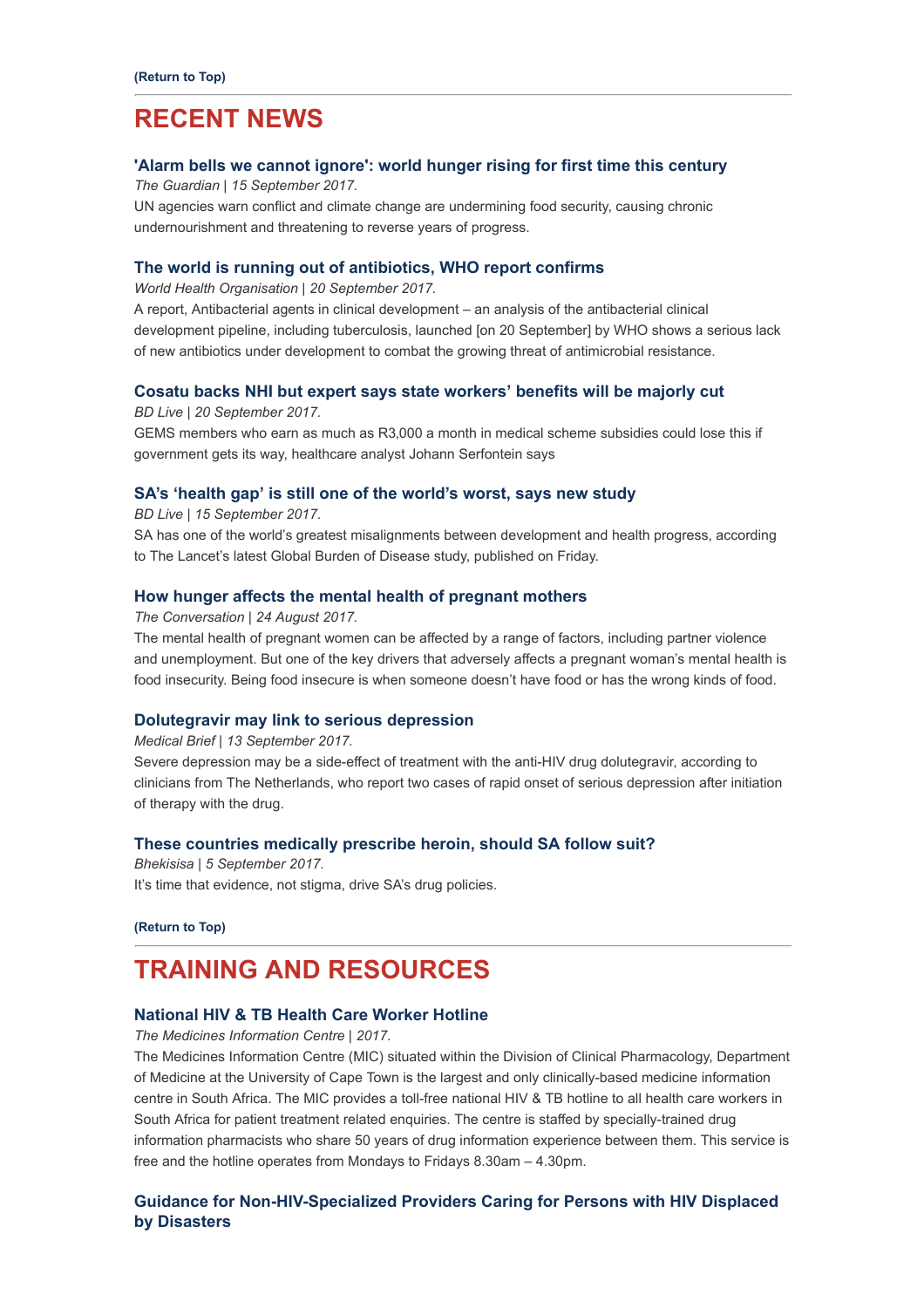**(Return to Top)**

# RECENT NEWS

### 'Alarm bells we cannot ignore': world hunger rising for first time this century

*The Guardian | 15 September 2017.*

UN agencies warn conflict and climate change are undermining food security, causing chronic undernourishment and threatening to reverse years of progress.

### The world is running out of antibiotics, WHO report confirms

*World Health Organisation | 20 September 2017.*

A report, Antibacterial agents in clinical development – an analysis of the antibacterial clinical development pipeline, including tuberculosis, launched [on 20 September] by WHO shows a serious lack of new antibiotics under development to combat the growing threat of antimicrobial resistance.

### Cosatu backs NHI but expert says state workers' benefits will be majorly cut

*BD Live | 20 September 2017.*

GEMS members who earn as much as R3,000 a month in medical scheme subsidies could lose this if government gets its way, healthcare analyst Johann Serfontein says

### SA's 'health gap' is still one of the world's worst, says new study

*BD Live | 15 September 2017.*

SA has one of the world's greatest misalignments between development and health progress, according to The Lancet's latest Global Burden of Disease study, published on Friday.

### How hunger affects the mental health of pregnant mothers

*The Conversation | 24 August 2017.*

The mental health of pregnant women can be affected by a range of factors, including partner violence and unemployment. But one of the key drivers that adversely affects a pregnant woman's mental health is food insecurity. Being food insecure is when someone doesn't have food or has the wrong kinds of food.

### Dolutegravir may link to serious depression

*Medical Brief | 13 September 2017.*

Severe depression may be a side-effect of treatment with the anti-HIV drug dolutegravir, according to clinicians from The Netherlands, who report two cases of rapid onset of serious depression after initiation of therapy with the drug.

### These countries medically prescribe heroin, should SA follow suit?

*Bhekisisa | 5 September 2017.*

It's time that evidence, not stigma, drive SA's drug policies.

**(Return to Top)**

# TRAINING AND RESOURCES

### National HIV & TB Health Care Worker Hotline

*The Medicines Information Centre | 2017.*

The Medicines Information Centre (MIC) situated within the Division of Clinical Pharmacology, Department of Medicine at the University of Cape Town is the largest and only clinically-based medicine information centre in South Africa. The MIC provides a toll-free national HIV & TB hotline to all health care workers in South Africa for patient treatment related enquiries. The centre is staffed by specially-trained drug information pharmacists who share 50 years of drug information experience between them. This service is free and the hotline operates from Mondays to Fridays 8.30am – 4.30pm.

### Guidance for Non-HIV-Specialized Providers Caring for Persons with HIV Displaced by Disasters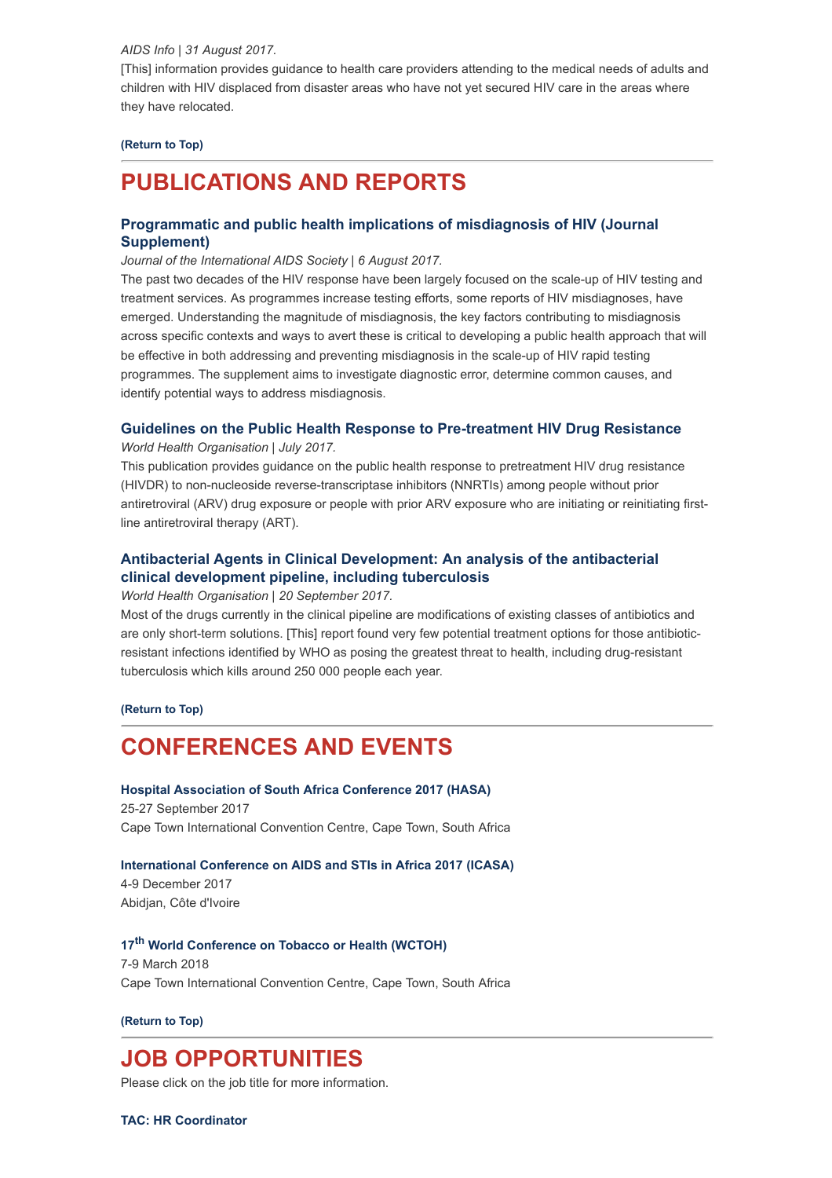*AIDS Info | 31 August 2017.*

[This] information provides guidance to health care providers attending to the medical needs of adults and children with HIV displaced from disaster areas who have not yet secured HIV care in the areas where they have relocated.

**(Return to Top)**

---

# PUBLICATIONS AND REPORTS

### Programmatic and public health implications of misdiagnosis of HIV (Journal Supplement)

*Journal of the International AIDS Society | 6 August 2017.*

The past two decades of the HIV response have been largely focused on the scale-up of HIV testing and treatment services. As programmes increase testing efforts, some reports of HIV misdiagnoses, have emerged. Understanding the magnitude of misdiagnosis, the key factors contributing to misdiagnosis across specific contexts and ways to avert these is critical to developing a public health approach that will be effective in both addressing and preventing misdiagnosis in the scale-up of HIV rapid testing programmes. The supplement aims to investigate diagnostic error, determine common causes, and identify potential ways to address misdiagnosis.

### Guidelines on the Public Health Response to Pre-treatment HIV Drug Resistance

*World Health Organisation | July 2017.*

This publication provides guidance on the public health response to pretreatment HIV drug resistance (HIVDR) to non-nucleoside reverse-transcriptase inhibitors (NNRTIs) among people without prior antiretroviral (ARV) drug exposure or people with prior ARV exposure who are initiating or reinitiating first-line antiretroviral therapy (ART).

### Antibacterial Agents in Clinical Development: An analysis of the antibacterial clinical development pipeline, including tuberculosis

*World Health Organisation | 20 September 2017.*

Most of the drugs currently in the clinical pipeline are modifications of existing classes of antibiotics and are only short-term solutions. [This] report found very few potential treatment options for those antibiotic-resistant infections identified by WHO as posing the greatest threat to health, including drug-resistant tuberculosis which kills around 250 000 people each year.

**(Return to Top)**

---

# CONFERENCES AND EVENTS

**Hospital Association of South Africa Conference 2017 (HASA)**
25-27 September 2017
Cape Town International Convention Centre, Cape Town, South Africa

**International Conference on AIDS and STIs in Africa 2017 (ICASA)**
4-9 December 2017
Abidjan, Côte d'Ivoire

**17th World Conference on Tobacco or Health (WCTOH)**
7-9 March 2018
Cape Town International Convention Centre, Cape Town, South Africa

**(Return to Top)**

---

# JOB OPPORTUNITIES

Please click on the job title for more information.

**TAC: HR Coordinator**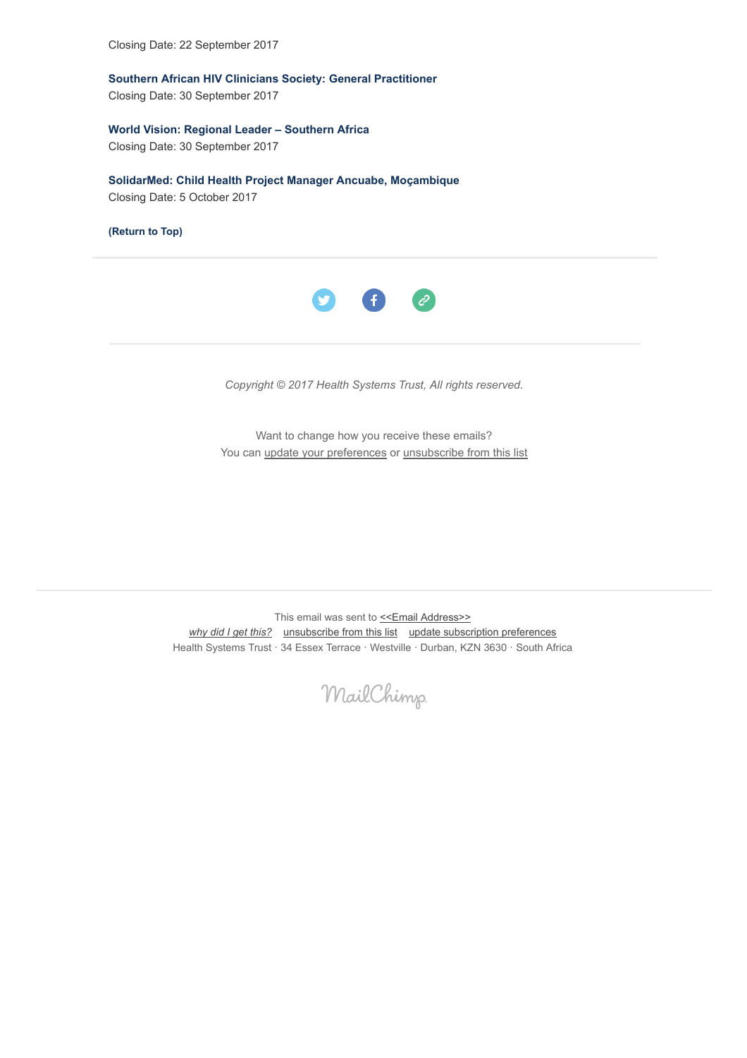Closing Date: 22 September 2017

**Southern African HIV Clinicians Society: General Practitioner**
Closing Date: 30 September 2017

**World Vision: Regional Leader – Southern Africa**
Closing Date: 30 September 2017

**SolidarMed: Child Health Project Manager Ancuabe, Moçambique**
Closing Date: 5 October 2017

**(Return to Top)**

---

*Copyright © 2017 Health Systems Trust, All rights reserved.*

Want to change how you receive these emails?
You can update your preferences or unsubscribe from this list

---

This email was sent to <<Email Address>>
*why did I get this?* unsubscribe from this list update subscription preferences
Health Systems Trust · 34 Essex Terrace · Westville · Durban, KZN 3630 · South Africa

MailChimp